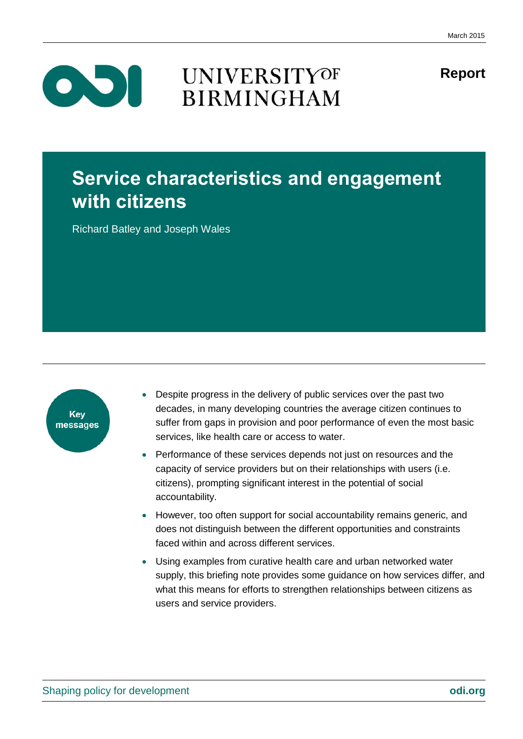March 2015

UNIVERSITY OF BIRMINGHAM

**Report**

# Service characteristics and engagement with citizens

Richard Batley and Joseph Wales

**Key messages**

- Despite progress in the delivery of public services over the past two decades, in many developing countries the average citizen continues to suffer from gaps in provision and poor performance of even the most basic services, like health care or access to water.
- Performance of these services depends not just on resources and the capacity of service providers but on their relationships with users (i.e. citizens), prompting significant interest in the potential of social accountability.
- However, too often support for social accountability remains generic, and does not distinguish between the different opportunities and constraints faced within and across different services.
- Using examples from curative health care and urban networked water supply, this briefing note provides some guidance on how services differ, and what this means for efforts to strengthen relationships between citizens as users and service providers.

Shaping policy for development

**odi.org**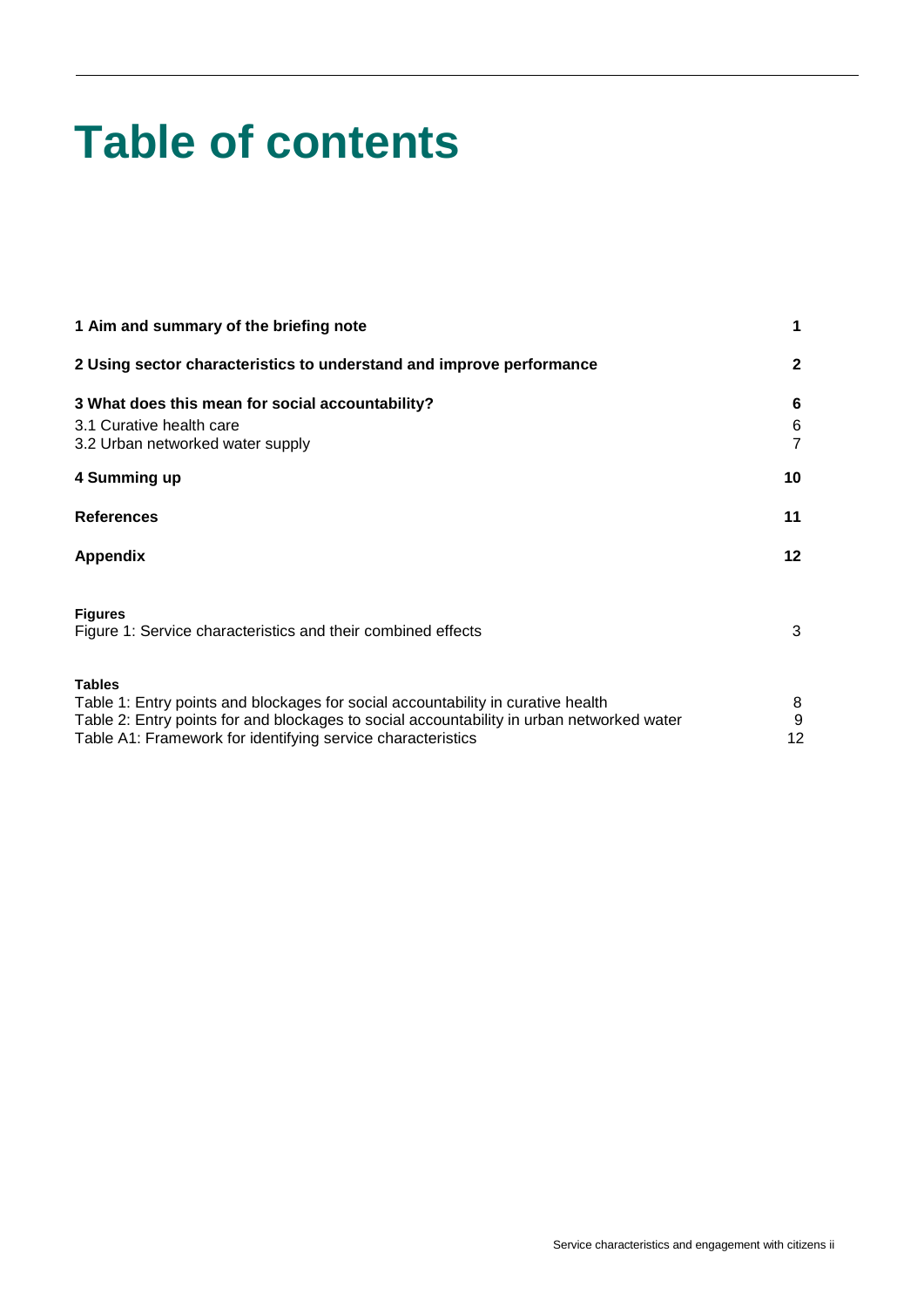# Table of contents

| | |
|---|---|
| **1 Aim and summary of the briefing note** | **1** |
| **2 Using sector characteristics to understand and improve performance** | **2** |
| **3 What does this mean for social accountability?** | **6** |
| 3.1 Curative health care | 6 |
| 3.2 Urban networked water supply | 7 |
| **4 Summing up** | **10** |
| **References** | **11** |
| **Appendix** | **12** |

**Figures**

| | |
|---|---|
| Figure 1: Service characteristics and their combined effects | 3 |

**Tables**

| | |
|---|---|
| Table 1: Entry points and blockages for social accountability in curative health | 8 |
| Table 2: Entry points for and blockages to social accountability in urban networked water | 9 |
| Table A1: Framework for identifying service characteristics | 12 |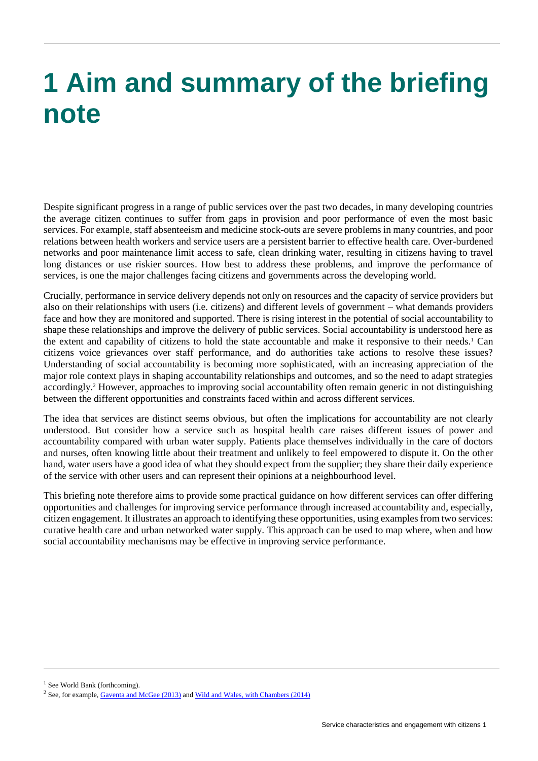# 1 Aim and summary of the briefing note

Despite significant progress in a range of public services over the past two decades, in many developing countries the average citizen continues to suffer from gaps in provision and poor performance of even the most basic services. For example, staff absenteeism and medicine stock-outs are severe problems in many countries, and poor relations between health workers and service users are a persistent barrier to effective health care. Over-burdened networks and poor maintenance limit access to safe, clean drinking water, resulting in citizens having to travel long distances or use riskier sources. How best to address these problems, and improve the performance of services, is one the major challenges facing citizens and governments across the developing world.

Crucially, performance in service delivery depends not only on resources and the capacity of service providers but also on their relationships with users (i.e. citizens) and different levels of government – what demands providers face and how they are monitored and supported. There is rising interest in the potential of social accountability to shape these relationships and improve the delivery of public services. Social accountability is understood here as the extent and capability of citizens to hold the state accountable and make it responsive to their needs.[1] Can citizens voice grievances over staff performance, and do authorities take actions to resolve these issues? Understanding of social accountability is becoming more sophisticated, with an increasing appreciation of the major role context plays in shaping accountability relationships and outcomes, and so the need to adapt strategies accordingly.[2] However, approaches to improving social accountability often remain generic in not distinguishing between the different opportunities and constraints faced within and across different services.

The idea that services are distinct seems obvious, but often the implications for accountability are not clearly understood. But consider how a service such as hospital health care raises different issues of power and accountability compared with urban water supply. Patients place themselves individually in the care of doctors and nurses, often knowing little about their treatment and unlikely to feel empowered to dispute it. On the other hand, water users have a good idea of what they should expect from the supplier; they share their daily experience of the service with other users and can represent their opinions at a neighbourhood level.

This briefing note therefore aims to provide some practical guidance on how different services can offer differing opportunities and challenges for improving service performance through increased accountability and, especially, citizen engagement. It illustrates an approach to identifying these opportunities, using examples from two services: curative health care and urban networked water supply. This approach can be used to map where, when and how social accountability mechanisms may be effective in improving service performance.

---

[1] See World Bank (forthcoming).

[2] See, for example, Gaventa and McGee (2013) and Wild and Wales, with Chambers (2014)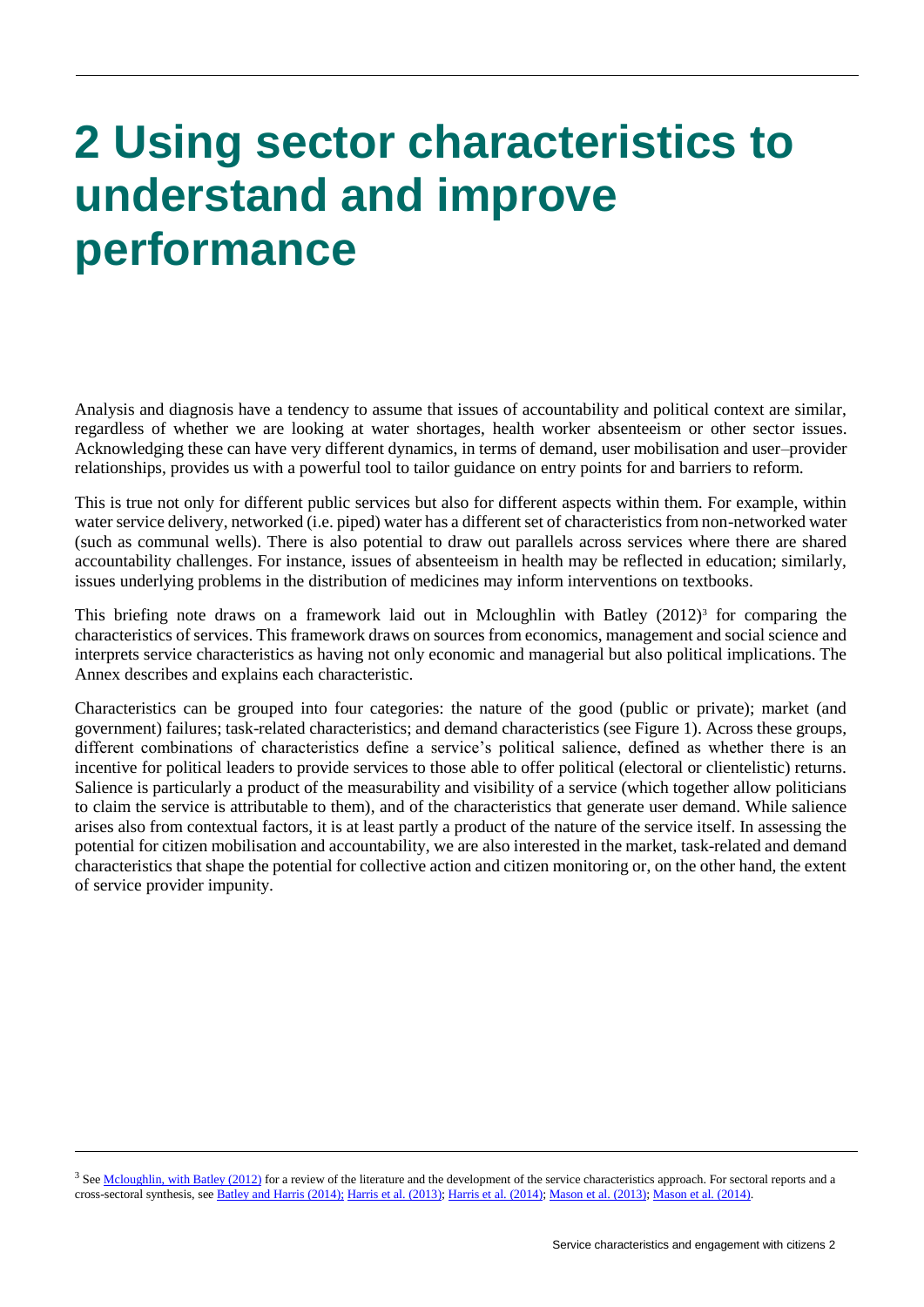# 2 Using sector characteristics to understand and improve performance

Analysis and diagnosis have a tendency to assume that issues of accountability and political context are similar, regardless of whether we are looking at water shortages, health worker absenteeism or other sector issues. Acknowledging these can have very different dynamics, in terms of demand, user mobilisation and user–provider relationships, provides us with a powerful tool to tailor guidance on entry points for and barriers to reform.

This is true not only for different public services but also for different aspects within them. For example, within water service delivery, networked (i.e. piped) water has a different set of characteristics from non-networked water (such as communal wells). There is also potential to draw out parallels across services where there are shared accountability challenges. For instance, issues of absenteeism in health may be reflected in education; similarly, issues underlying problems in the distribution of medicines may inform interventions on textbooks.

This briefing note draws on a framework laid out in Mcloughlin with Batley (2012)[3] for comparing the characteristics of services. This framework draws on sources from economics, management and social science and interprets service characteristics as having not only economic and managerial but also political implications. The Annex describes and explains each characteristic.

Characteristics can be grouped into four categories: the nature of the good (public or private); market (and government) failures; task-related characteristics; and demand characteristics (see Figure 1). Across these groups, different combinations of characteristics define a service's political salience, defined as whether there is an incentive for political leaders to provide services to those able to offer political (electoral or clientelistic) returns. Salience is particularly a product of the measurability and visibility of a service (which together allow politicians to claim the service is attributable to them), and of the characteristics that generate user demand. While salience arises also from contextual factors, it is at least partly a product of the nature of the service itself. In assessing the potential for citizen mobilisation and accountability, we are also interested in the market, task-related and demand characteristics that shape the potential for collective action and citizen monitoring or, on the other hand, the extent of service provider impunity.

[3] See Mcloughlin, with Batley (2012) for a review of the literature and the development of the service characteristics approach. For sectoral reports and a cross-sectoral synthesis, see Batley and Harris (2014); Harris et al. (2013); Harris et al. (2014); Mason et al. (2013); Mason et al. (2014).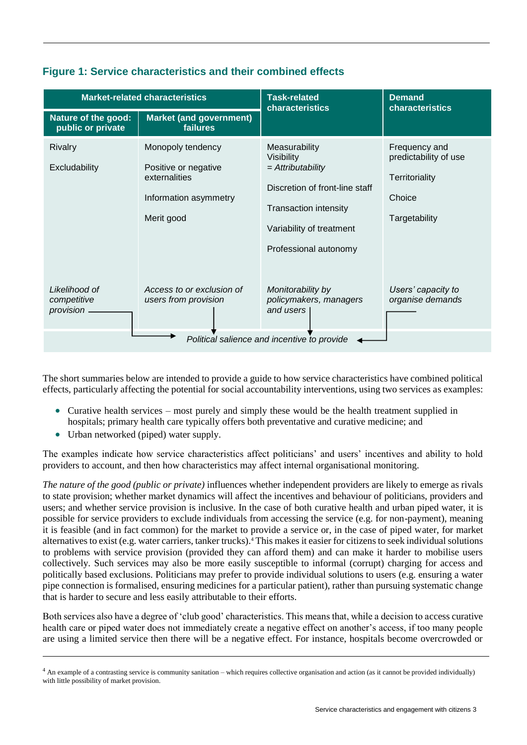## Figure 1: Service characteristics and their combined effects

| Market-related characteristics | | Task-related characteristics | Demand characteristics |
|---|---|---|---|
| **Nature of the good: public or private** | **Market (and government) failures** | | |
| Rivalry<br><br>Excludability | Monopoly tendency<br><br>Positive or negative externalities<br><br>Information asymmetry<br><br>Merit good | Measurability<br>Visibility<br>= *Attributability*<br><br>Discretion of front-line staff<br><br>Transaction intensity<br><br>Variability of treatment<br><br>Professional autonomy | Frequency and predictability of use<br><br>Territoriality<br><br>Choice<br><br>Targetability |
| *Likelihood of competitive provision* | *Access to or exclusion of users from provision* | *Monitorability by policymakers, managers and users* | *Users' capacity to organise demands* |
| *Political salience and incentive to provide* | | | |

The short summaries below are intended to provide a guide to how service characteristics have combined political effects, particularly affecting the potential for social accountability interventions, using two services as examples:

- Curative health services – most purely and simply these would be the health treatment supplied in hospitals; primary health care typically offers both preventative and curative medicine; and
- Urban networked (piped) water supply.

The examples indicate how service characteristics affect politicians' and users' incentives and ability to hold providers to account, and then how characteristics may affect internal organisational monitoring.

*The nature of the good (public or private)* influences whether independent providers are likely to emerge as rivals to state provision; whether market dynamics will affect the incentives and behaviour of politicians, providers and users; and whether service provision is inclusive. In the case of both curative health and urban piped water, it is possible for service providers to exclude individuals from accessing the service (e.g. for non-payment), meaning it is feasible (and in fact common) for the market to provide a service or, in the case of piped water, for market alternatives to exist (e.g. water carriers, tanker trucks).[4] This makes it easier for citizens to seek individual solutions to problems with service provision (provided they can afford them) and can make it harder to mobilise users collectively. Such services may also be more easily susceptible to informal (corrupt) charging for access and politically based exclusions. Politicians may prefer to provide individual solutions to users (e.g. ensuring a water pipe connection is formalised, ensuring medicines for a particular patient), rather than pursuing systematic change that is harder to secure and less easily attributable to their efforts.

Both services also have a degree of 'club good' characteristics. This means that, while a decision to access curative health care or piped water does not immediately create a negative effect on another's access, if too many people are using a limited service then there will be a negative effect. For instance, hospitals become overcrowded or

[4] An example of a contrasting service is community sanitation – which requires collective organisation and action (as it cannot be provided individually) with little possibility of market provision.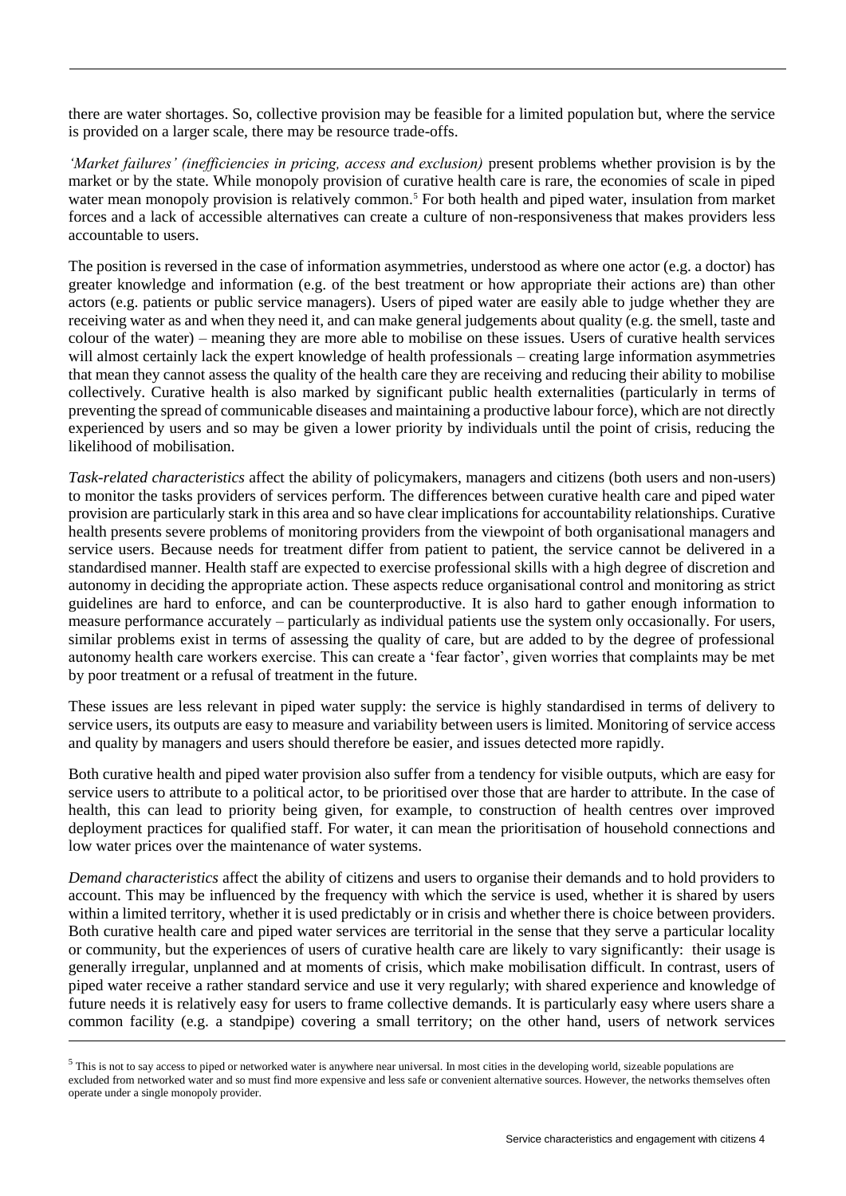there are water shortages. So, collective provision may be feasible for a limited population but, where the service is provided on a larger scale, there may be resource trade-offs.

*'Market failures' (inefficiencies in pricing, access and exclusion)* present problems whether provision is by the market or by the state. While monopoly provision of curative health care is rare, the economies of scale in piped water mean monopoly provision is relatively common.[5] For both health and piped water, insulation from market forces and a lack of accessible alternatives can create a culture of non-responsiveness that makes providers less accountable to users.

The position is reversed in the case of information asymmetries, understood as where one actor (e.g. a doctor) has greater knowledge and information (e.g. of the best treatment or how appropriate their actions are) than other actors (e.g. patients or public service managers). Users of piped water are easily able to judge whether they are receiving water as and when they need it, and can make general judgements about quality (e.g. the smell, taste and colour of the water) – meaning they are more able to mobilise on these issues. Users of curative health services will almost certainly lack the expert knowledge of health professionals – creating large information asymmetries that mean they cannot assess the quality of the health care they are receiving and reducing their ability to mobilise collectively. Curative health is also marked by significant public health externalities (particularly in terms of preventing the spread of communicable diseases and maintaining a productive labour force), which are not directly experienced by users and so may be given a lower priority by individuals until the point of crisis, reducing the likelihood of mobilisation.

*Task-related characteristics* affect the ability of policymakers, managers and citizens (both users and non-users) to monitor the tasks providers of services perform. The differences between curative health care and piped water provision are particularly stark in this area and so have clear implications for accountability relationships. Curative health presents severe problems of monitoring providers from the viewpoint of both organisational managers and service users. Because needs for treatment differ from patient to patient, the service cannot be delivered in a standardised manner. Health staff are expected to exercise professional skills with a high degree of discretion and autonomy in deciding the appropriate action. These aspects reduce organisational control and monitoring as strict guidelines are hard to enforce, and can be counterproductive. It is also hard to gather enough information to measure performance accurately – particularly as individual patients use the system only occasionally. For users, similar problems exist in terms of assessing the quality of care, but are added to by the degree of professional autonomy health care workers exercise. This can create a 'fear factor', given worries that complaints may be met by poor treatment or a refusal of treatment in the future.

These issues are less relevant in piped water supply: the service is highly standardised in terms of delivery to service users, its outputs are easy to measure and variability between users is limited. Monitoring of service access and quality by managers and users should therefore be easier, and issues detected more rapidly.

Both curative health and piped water provision also suffer from a tendency for visible outputs, which are easy for service users to attribute to a political actor, to be prioritised over those that are harder to attribute. In the case of health, this can lead to priority being given, for example, to construction of health centres over improved deployment practices for qualified staff. For water, it can mean the prioritisation of household connections and low water prices over the maintenance of water systems.

*Demand characteristics* affect the ability of citizens and users to organise their demands and to hold providers to account. This may be influenced by the frequency with which the service is used, whether it is shared by users within a limited territory, whether it is used predictably or in crisis and whether there is choice between providers. Both curative health care and piped water services are territorial in the sense that they serve a particular locality or community, but the experiences of users of curative health care are likely to vary significantly: their usage is generally irregular, unplanned and at moments of crisis, which make mobilisation difficult. In contrast, users of piped water receive a rather standard service and use it very regularly; with shared experience and knowledge of future needs it is relatively easy for users to frame collective demands. It is particularly easy where users share a common facility (e.g. a standpipe) covering a small territory; on the other hand, users of network services

[5] This is not to say access to piped or networked water is anywhere near universal. In most cities in the developing world, sizeable populations are excluded from networked water and so must find more expensive and less safe or convenient alternative sources. However, the networks themselves often operate under a single monopoly provider.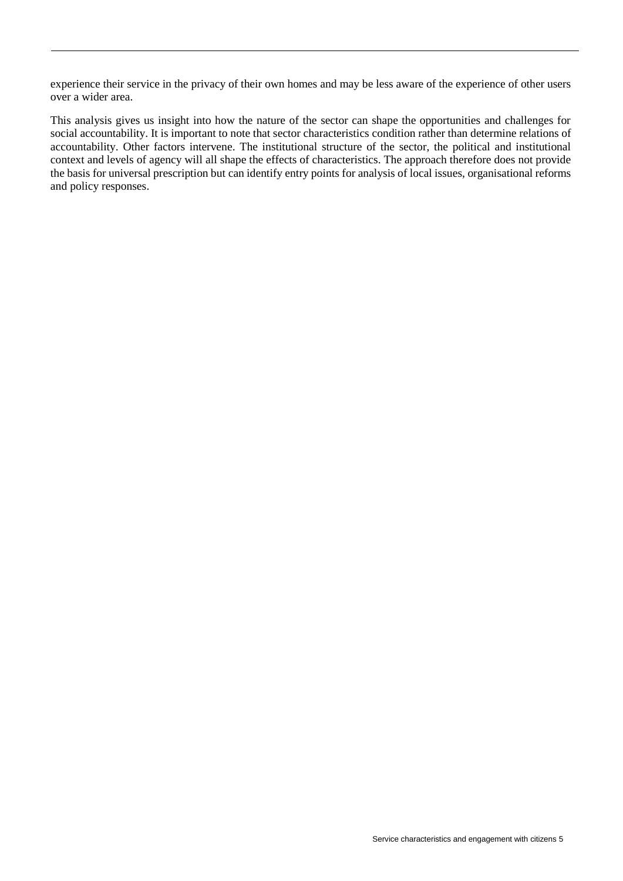experience their service in the privacy of their own homes and may be less aware of the experience of other users over a wider area.

This analysis gives us insight into how the nature of the sector can shape the opportunities and challenges for social accountability. It is important to note that sector characteristics condition rather than determine relations of accountability. Other factors intervene. The institutional structure of the sector, the political and institutional context and levels of agency will all shape the effects of characteristics. The approach therefore does not provide the basis for universal prescription but can identify entry points for analysis of local issues, organisational reforms and policy responses.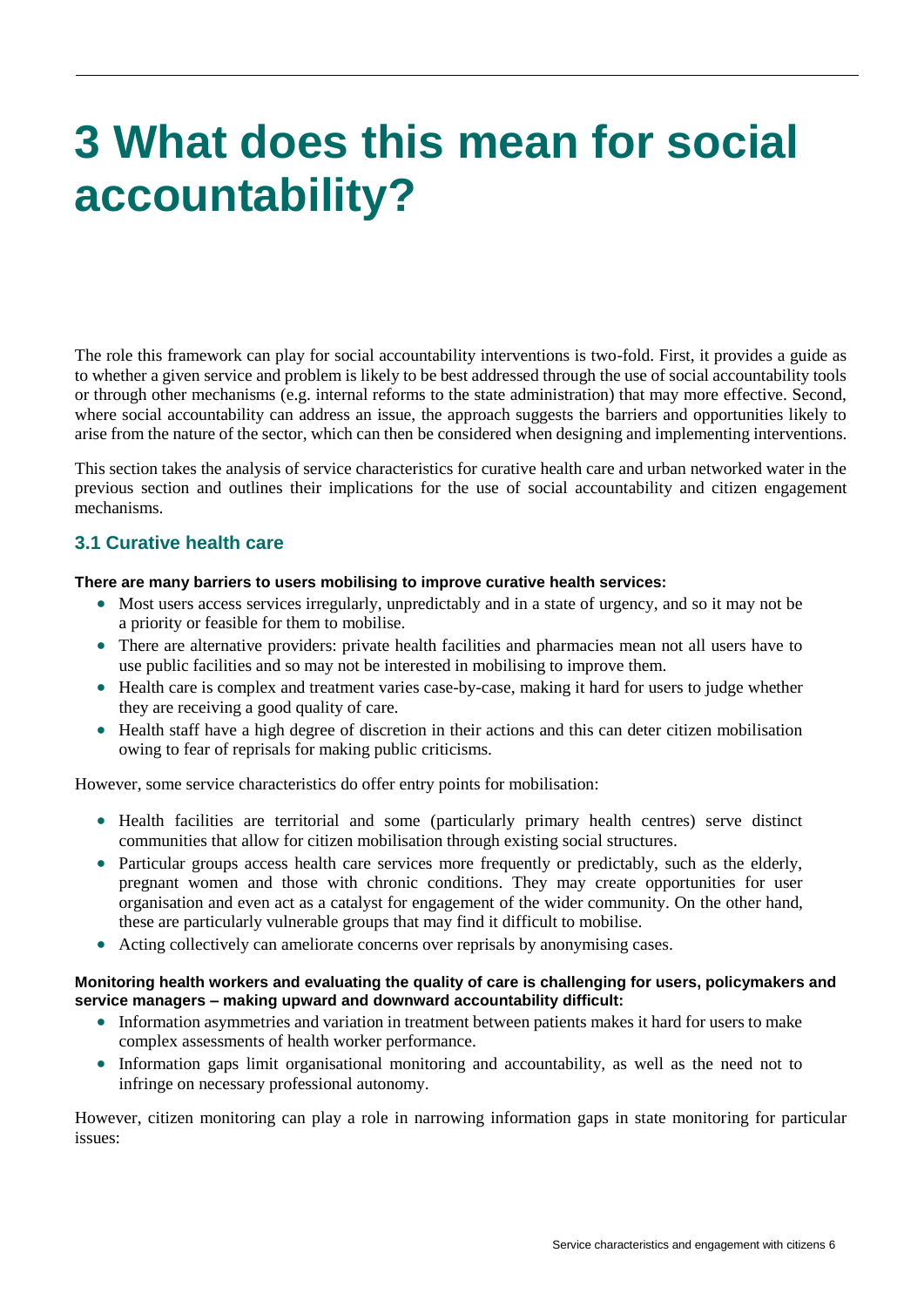# 3 What does this mean for social accountability?

The role this framework can play for social accountability interventions is two-fold. First, it provides a guide as to whether a given service and problem is likely to be best addressed through the use of social accountability tools or through other mechanisms (e.g. internal reforms to the state administration) that may more effective. Second, where social accountability can address an issue, the approach suggests the barriers and opportunities likely to arise from the nature of the sector, which can then be considered when designing and implementing interventions.

This section takes the analysis of service characteristics for curative health care and urban networked water in the previous section and outlines their implications for the use of social accountability and citizen engagement mechanisms.

## 3.1 Curative health care

**There are many barriers to users mobilising to improve curative health services:**

- Most users access services irregularly, unpredictably and in a state of urgency, and so it may not be a priority or feasible for them to mobilise.
- There are alternative providers: private health facilities and pharmacies mean not all users have to use public facilities and so may not be interested in mobilising to improve them.
- Health care is complex and treatment varies case-by-case, making it hard for users to judge whether they are receiving a good quality of care.
- Health staff have a high degree of discretion in their actions and this can deter citizen mobilisation owing to fear of reprisals for making public criticisms.

However, some service characteristics do offer entry points for mobilisation:

- Health facilities are territorial and some (particularly primary health centres) serve distinct communities that allow for citizen mobilisation through existing social structures.
- Particular groups access health care services more frequently or predictably, such as the elderly, pregnant women and those with chronic conditions. They may create opportunities for user organisation and even act as a catalyst for engagement of the wider community. On the other hand, these are particularly vulnerable groups that may find it difficult to mobilise.
- Acting collectively can ameliorate concerns over reprisals by anonymising cases.

**Monitoring health workers and evaluating the quality of care is challenging for users, policymakers and service managers – making upward and downward accountability difficult:**

- Information asymmetries and variation in treatment between patients makes it hard for users to make complex assessments of health worker performance.
- Information gaps limit organisational monitoring and accountability, as well as the need not to infringe on necessary professional autonomy.

However, citizen monitoring can play a role in narrowing information gaps in state monitoring for particular issues: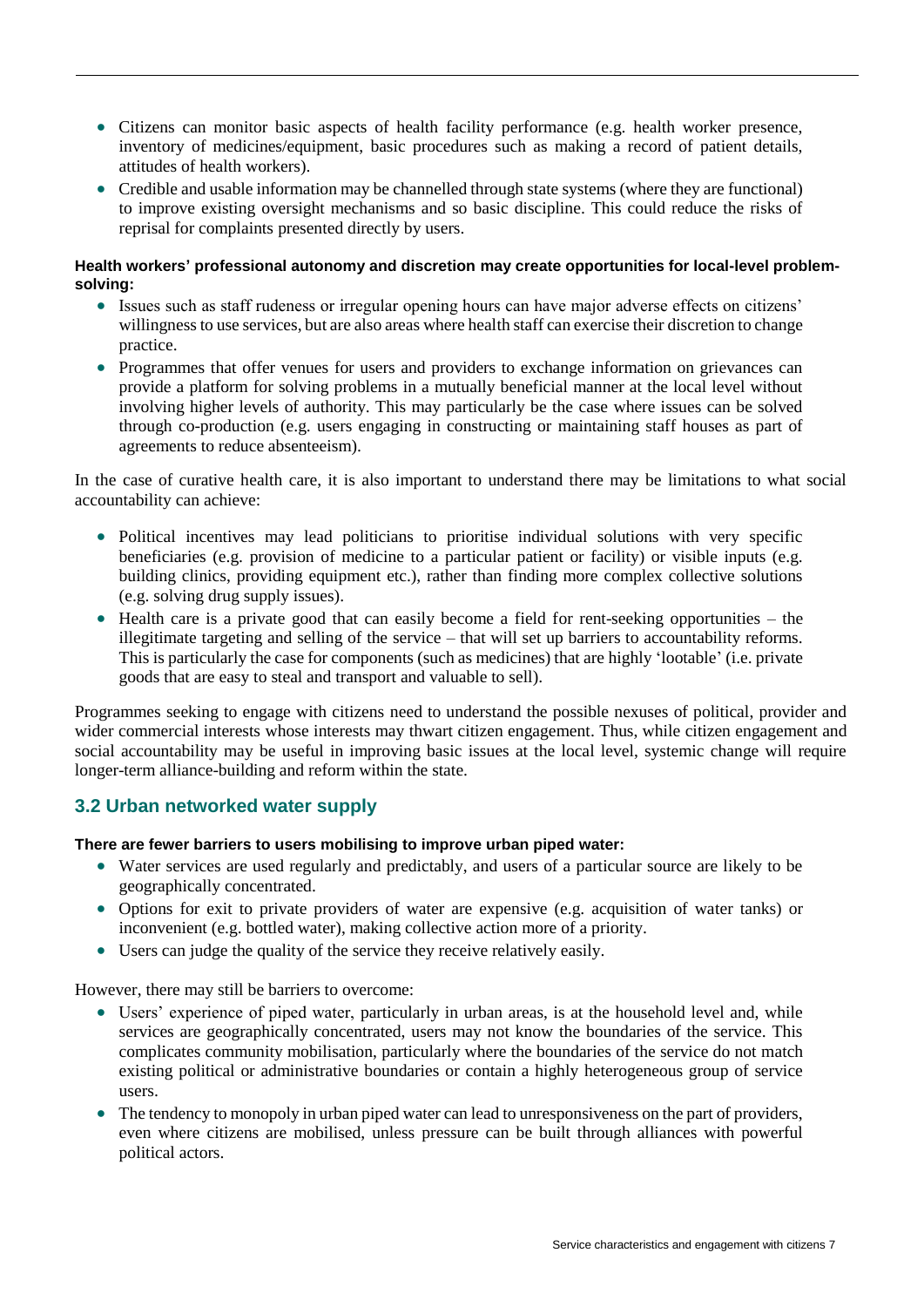- Citizens can monitor basic aspects of health facility performance (e.g. health worker presence, inventory of medicines/equipment, basic procedures such as making a record of patient details, attitudes of health workers).
- Credible and usable information may be channelled through state systems (where they are functional) to improve existing oversight mechanisms and so basic discipline. This could reduce the risks of reprisal for complaints presented directly by users.

**Health workers' professional autonomy and discretion may create opportunities for local-level problem-solving:**

- Issues such as staff rudeness or irregular opening hours can have major adverse effects on citizens' willingness to use services, but are also areas where health staff can exercise their discretion to change practice.
- Programmes that offer venues for users and providers to exchange information on grievances can provide a platform for solving problems in a mutually beneficial manner at the local level without involving higher levels of authority. This may particularly be the case where issues can be solved through co-production (e.g. users engaging in constructing or maintaining staff houses as part of agreements to reduce absenteeism).

In the case of curative health care, it is also important to understand there may be limitations to what social accountability can achieve:

- Political incentives may lead politicians to prioritise individual solutions with very specific beneficiaries (e.g. provision of medicine to a particular patient or facility) or visible inputs (e.g. building clinics, providing equipment etc.), rather than finding more complex collective solutions (e.g. solving drug supply issues).
- Health care is a private good that can easily become a field for rent-seeking opportunities – the illegitimate targeting and selling of the service – that will set up barriers to accountability reforms. This is particularly the case for components (such as medicines) that are highly 'lootable' (i.e. private goods that are easy to steal and transport and valuable to sell).

Programmes seeking to engage with citizens need to understand the possible nexuses of political, provider and wider commercial interests whose interests may thwart citizen engagement. Thus, while citizen engagement and social accountability may be useful in improving basic issues at the local level, systemic change will require longer-term alliance-building and reform within the state.

## 3.2 Urban networked water supply

**There are fewer barriers to users mobilising to improve urban piped water:**

- Water services are used regularly and predictably, and users of a particular source are likely to be geographically concentrated.
- Options for exit to private providers of water are expensive (e.g. acquisition of water tanks) or inconvenient (e.g. bottled water), making collective action more of a priority.
- Users can judge the quality of the service they receive relatively easily.

However, there may still be barriers to overcome:

- Users' experience of piped water, particularly in urban areas, is at the household level and, while services are geographically concentrated, users may not know the boundaries of the service. This complicates community mobilisation, particularly where the boundaries of the service do not match existing political or administrative boundaries or contain a highly heterogeneous group of service users.
- The tendency to monopoly in urban piped water can lead to unresponsiveness on the part of providers, even where citizens are mobilised, unless pressure can be built through alliances with powerful political actors.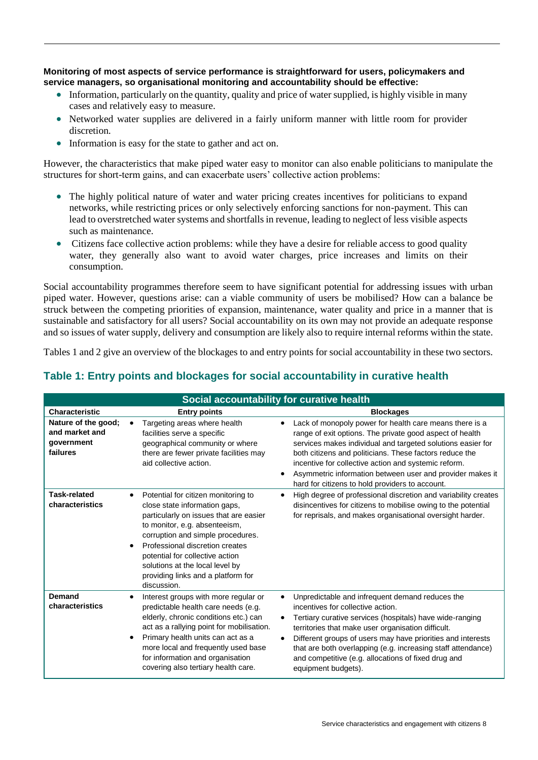**Monitoring of most aspects of service performance is straightforward for users, policymakers and service managers, so organisational monitoring and accountability should be effective:**

- Information, particularly on the quantity, quality and price of water supplied, is highly visible in many cases and relatively easy to measure.
- Networked water supplies are delivered in a fairly uniform manner with little room for provider discretion.
- Information is easy for the state to gather and act on.

However, the characteristics that make piped water easy to monitor can also enable politicians to manipulate the structures for short-term gains, and can exacerbate users' collective action problems:

- The highly political nature of water and water pricing creates incentives for politicians to expand networks, while restricting prices or only selectively enforcing sanctions for non-payment. This can lead to overstretched water systems and shortfalls in revenue, leading to neglect of less visible aspects such as maintenance.
- Citizens face collective action problems: while they have a desire for reliable access to good quality water, they generally also want to avoid water charges, price increases and limits on their consumption.

Social accountability programmes therefore seem to have significant potential for addressing issues with urban piped water. However, questions arise: can a viable community of users be mobilised? How can a balance be struck between the competing priorities of expansion, maintenance, water quality and price in a manner that is sustainable and satisfactory for all users? Social accountability on its own may not provide an adequate response and so issues of water supply, delivery and consumption are likely also to require internal reforms within the state.

Tables 1 and 2 give an overview of the blockages to and entry points for social accountability in these two sectors.

## Table 1: Entry points and blockages for social accountability in curative health

| Social accountability for curative health | | |
|---|---|---|
| **Characteristic** | **Entry points** | **Blockages** |
| **Nature of the good; and market and government failures** | • Targeting areas where health facilities serve a specific geographical community or where there are fewer private facilities may aid collective action. | • Lack of monopoly power for health care means there is a range of exit options. The private good aspect of health services makes individual and targeted solutions easier for both citizens and politicians. These factors reduce the incentive for collective action and systemic reform.<br>• Asymmetric information between user and provider makes it hard for citizens to hold providers to account. |
| **Task-related characteristics** | • Potential for citizen monitoring to close state information gaps, particularly on issues that are easier to monitor, e.g. absenteeism, corruption and simple procedures.<br>• Professional discretion creates potential for collective action solutions at the local level by providing links and a platform for discussion. | • High degree of professional discretion and variability creates disincentives for citizens to mobilise owing to the potential for reprisals, and makes organisational oversight harder. |
| **Demand characteristics** | • Interest groups with more regular or predictable health care needs (e.g. elderly, chronic conditions etc.) can act as a rallying point for mobilisation.<br>• Primary health units can act as a more local and frequently used base for information and organisation covering also tertiary health care. | • Unpredictable and infrequent demand reduces the incentives for collective action.<br>• Tertiary curative services (hospitals) have wide-ranging territories that make user organisation difficult.<br>• Different groups of users may have priorities and interests that are both overlapping (e.g. increasing staff attendance) and competitive (e.g. allocations of fixed drug and equipment budgets). |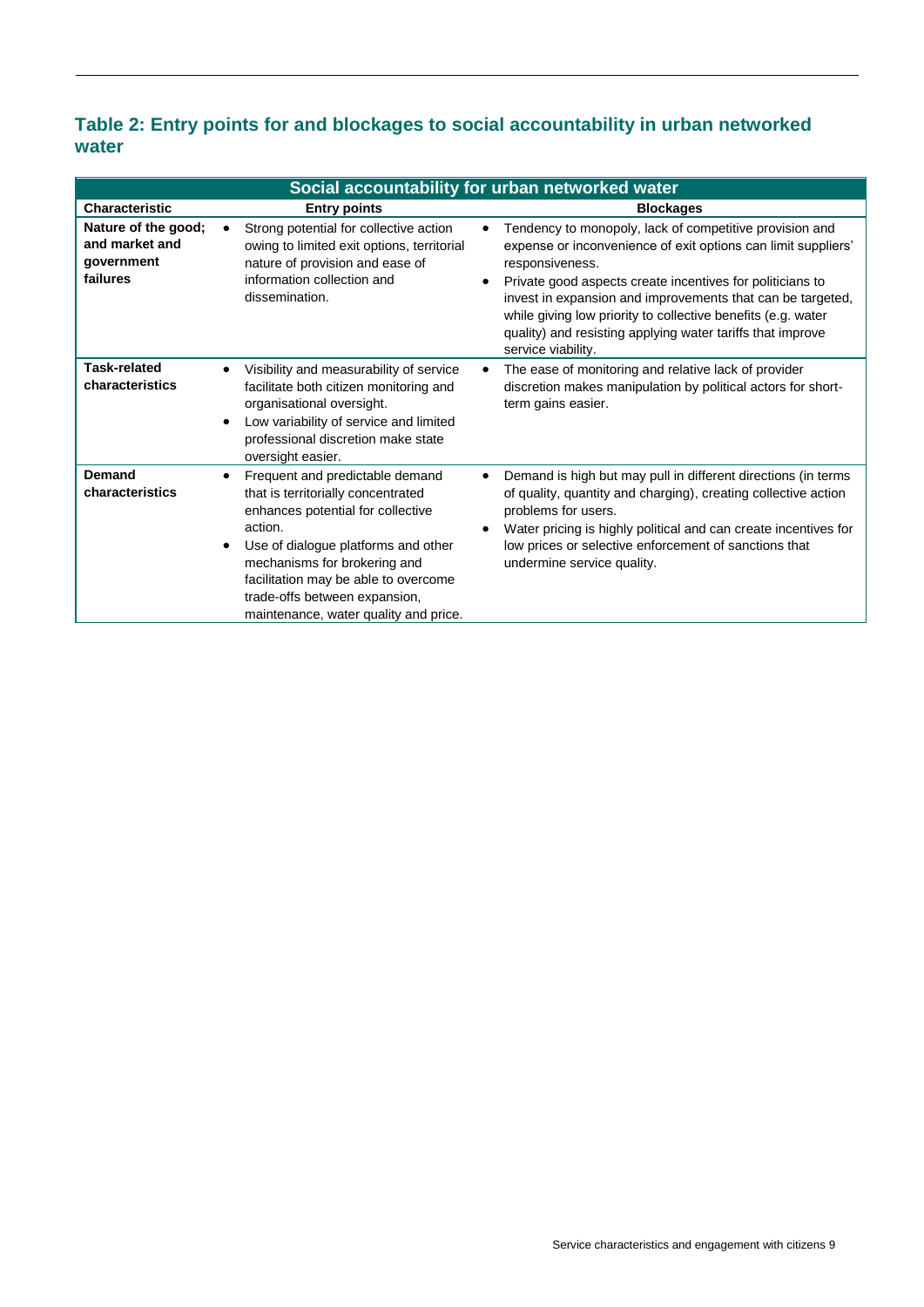## Table 2: Entry points for and blockages to social accountability in urban networked water

| Social accountability for urban networked water | | |
|---|---|---|
| **Characteristic** | **Entry points** | **Blockages** |
| **Nature of the good; and market and government failures** | • Strong potential for collective action owing to limited exit options, territorial nature of provision and ease of information collection and dissemination. | • Tendency to monopoly, lack of competitive provision and expense or inconvenience of exit options can limit suppliers' responsiveness.<br>• Private good aspects create incentives for politicians to invest in expansion and improvements that can be targeted, while giving low priority to collective benefits (e.g. water quality) and resisting applying water tariffs that improve service viability. |
| **Task-related characteristics** | • Visibility and measurability of service facilitate both citizen monitoring and organisational oversight.<br>• Low variability of service and limited professional discretion make state oversight easier. | • The ease of monitoring and relative lack of provider discretion makes manipulation by political actors for short-term gains easier. |
| **Demand characteristics** | • Frequent and predictable demand that is territorially concentrated enhances potential for collective action.<br>• Use of dialogue platforms and other mechanisms for brokering and facilitation may be able to overcome trade-offs between expansion, maintenance, water quality and price. | • Demand is high but may pull in different directions (in terms of quality, quantity and charging), creating collective action problems for users.<br>• Water pricing is highly political and can create incentives for low prices or selective enforcement of sanctions that undermine service quality. |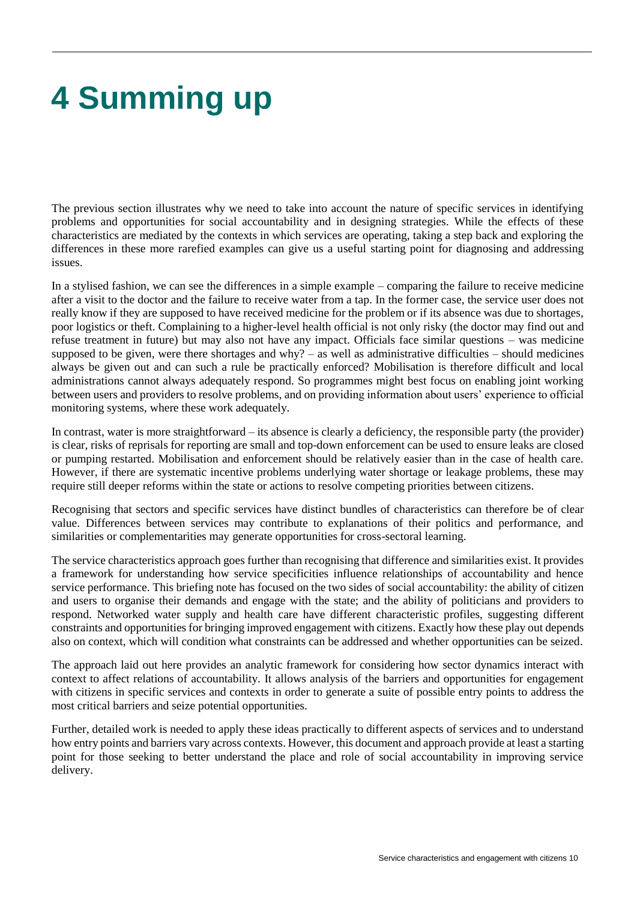# 4 Summing up

The previous section illustrates why we need to take into account the nature of specific services in identifying problems and opportunities for social accountability and in designing strategies. While the effects of these characteristics are mediated by the contexts in which services are operating, taking a step back and exploring the differences in these more rarefied examples can give us a useful starting point for diagnosing and addressing issues.

In a stylised fashion, we can see the differences in a simple example – comparing the failure to receive medicine after a visit to the doctor and the failure to receive water from a tap. In the former case, the service user does not really know if they are supposed to have received medicine for the problem or if its absence was due to shortages, poor logistics or theft. Complaining to a higher-level health official is not only risky (the doctor may find out and refuse treatment in future) but may also not have any impact. Officials face similar questions – was medicine supposed to be given, were there shortages and why? – as well as administrative difficulties – should medicines always be given out and can such a rule be practically enforced? Mobilisation is therefore difficult and local administrations cannot always adequately respond. So programmes might best focus on enabling joint working between users and providers to resolve problems, and on providing information about users' experience to official monitoring systems, where these work adequately.

In contrast, water is more straightforward – its absence is clearly a deficiency, the responsible party (the provider) is clear, risks of reprisals for reporting are small and top-down enforcement can be used to ensure leaks are closed or pumping restarted. Mobilisation and enforcement should be relatively easier than in the case of health care. However, if there are systematic incentive problems underlying water shortage or leakage problems, these may require still deeper reforms within the state or actions to resolve competing priorities between citizens.

Recognising that sectors and specific services have distinct bundles of characteristics can therefore be of clear value. Differences between services may contribute to explanations of their politics and performance, and similarities or complementarities may generate opportunities for cross-sectoral learning.

The service characteristics approach goes further than recognising that difference and similarities exist. It provides a framework for understanding how service specificities influence relationships of accountability and hence service performance. This briefing note has focused on the two sides of social accountability: the ability of citizen and users to organise their demands and engage with the state; and the ability of politicians and providers to respond. Networked water supply and health care have different characteristic profiles, suggesting different constraints and opportunities for bringing improved engagement with citizens. Exactly how these play out depends also on context, which will condition what constraints can be addressed and whether opportunities can be seized.

The approach laid out here provides an analytic framework for considering how sector dynamics interact with context to affect relations of accountability. It allows analysis of the barriers and opportunities for engagement with citizens in specific services and contexts in order to generate a suite of possible entry points to address the most critical barriers and seize potential opportunities.

Further, detailed work is needed to apply these ideas practically to different aspects of services and to understand how entry points and barriers vary across contexts. However, this document and approach provide at least a starting point for those seeking to better understand the place and role of social accountability in improving service delivery.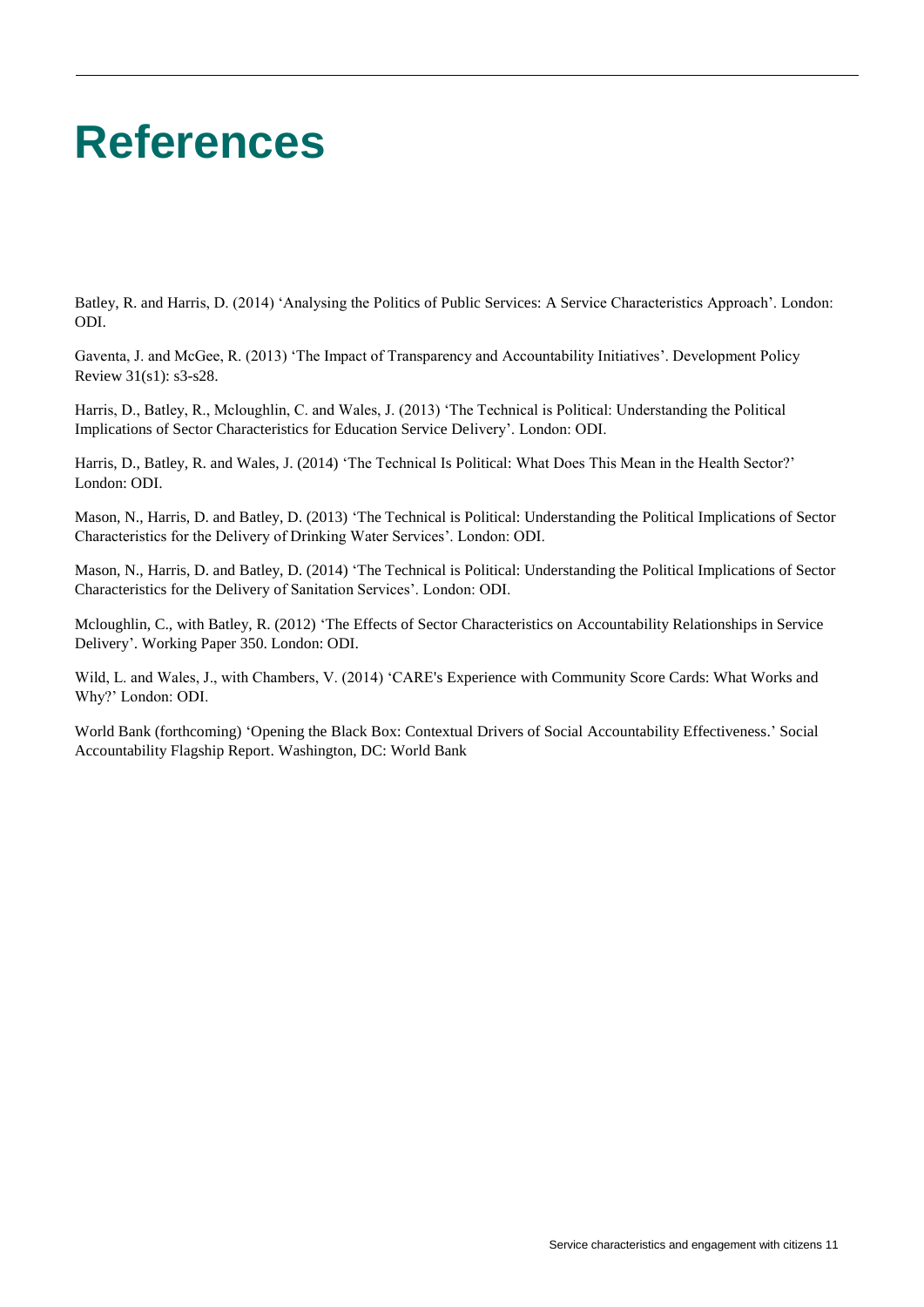# References

Batley, R. and Harris, D. (2014) 'Analysing the Politics of Public Services: A Service Characteristics Approach'. London: ODI.

Gaventa, J. and McGee, R. (2013) 'The Impact of Transparency and Accountability Initiatives'. Development Policy Review 31(s1): s3-s28.

Harris, D., Batley, R., Mcloughlin, C. and Wales, J. (2013) 'The Technical is Political: Understanding the Political Implications of Sector Characteristics for Education Service Delivery'. London: ODI.

Harris, D., Batley, R. and Wales, J. (2014) 'The Technical Is Political: What Does This Mean in the Health Sector?' London: ODI.

Mason, N., Harris, D. and Batley, D. (2013) 'The Technical is Political: Understanding the Political Implications of Sector Characteristics for the Delivery of Drinking Water Services'. London: ODI.

Mason, N., Harris, D. and Batley, D. (2014) 'The Technical is Political: Understanding the Political Implications of Sector Characteristics for the Delivery of Sanitation Services'. London: ODI.

Mcloughlin, C., with Batley, R. (2012) 'The Effects of Sector Characteristics on Accountability Relationships in Service Delivery'. Working Paper 350. London: ODI.

Wild, L. and Wales, J., with Chambers, V. (2014) 'CARE's Experience with Community Score Cards: What Works and Why?' London: ODI.

World Bank (forthcoming) 'Opening the Black Box: Contextual Drivers of Social Accountability Effectiveness.' Social Accountability Flagship Report. Washington, DC: World Bank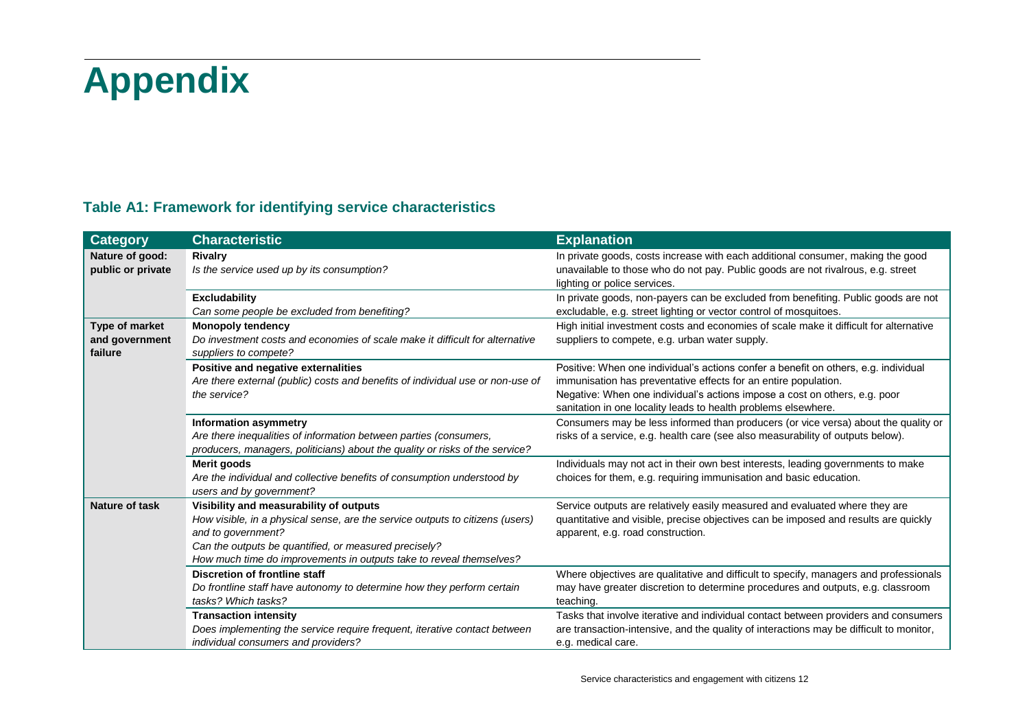# Appendix

### Table A1: Framework for identifying service characteristics

| Category | Characteristic | Explanation |
|---|---|---|
| **Nature of good: public or private** | **Rivalry**<br>*Is the service used up by its consumption?* | In private goods, costs increase with each additional consumer, making the good unavailable to those who do not pay. Public goods are not rivalrous, e.g. street lighting or police services. |
| | **Excludability**<br>*Can some people be excluded from benefiting?* | In private goods, non-payers can be excluded from benefiting. Public goods are not excludable, e.g. street lighting or vector control of mosquitoes. |
| **Type of market and government failure** | **Monopoly tendency**<br>*Do investment costs and economies of scale make it difficult for alternative suppliers to compete?* | High initial investment costs and economies of scale make it difficult for alternative suppliers to compete, e.g. urban water supply. |
| | **Positive and negative externalities**<br>*Are there external (public) costs and benefits of individual use or non-use of the service?* | Positive: When one individual's actions confer a benefit on others, e.g. individual immunisation has preventative effects for an entire population.<br>Negative: When one individual's actions impose a cost on others, e.g. poor sanitation in one locality leads to health problems elsewhere. |
| | **Information asymmetry**<br>*Are there inequalities of information between parties (consumers, producers, managers, politicians) about the quality or risks of the service?* | Consumers may be less informed than producers (or vice versa) about the quality or risks of a service, e.g. health care (see also measurability of outputs below). |
| | **Merit goods**<br>*Are the individual and collective benefits of consumption understood by users and by government?* | Individuals may not act in their own best interests, leading governments to make choices for them, e.g. requiring immunisation and basic education. |
| **Nature of task** | **Visibility and measurability of outputs**<br>*How visible, in a physical sense, are the service outputs to citizens (users) and to government?*<br>*Can the outputs be quantified, or measured precisely?*<br>*How much time do improvements in outputs take to reveal themselves?* | Service outputs are relatively easily measured and evaluated where they are quantitative and visible, precise objectives can be imposed and results are quickly apparent, e.g. road construction. |
| | **Discretion of frontline staff**<br>*Do frontline staff have autonomy to determine how they perform certain tasks? Which tasks?* | Where objectives are qualitative and difficult to specify, managers and professionals may have greater discretion to determine procedures and outputs, e.g. classroom teaching. |
| | **Transaction intensity**<br>*Does implementing the service require frequent, iterative contact between individual consumers and providers?* | Tasks that involve iterative and individual contact between providers and consumers are transaction-intensive, and the quality of interactions may be difficult to monitor, e.g. medical care. |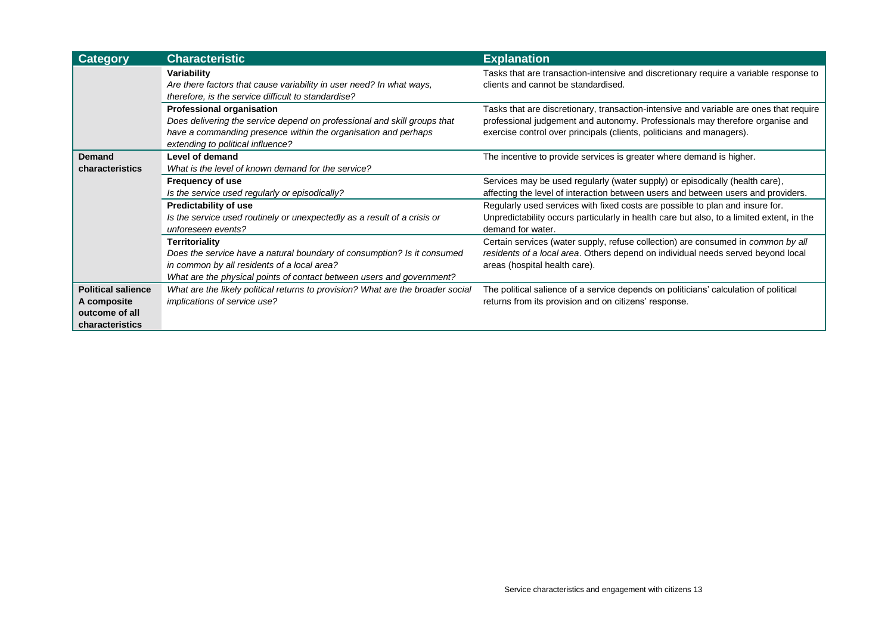| Category | Characteristic | Explanation |
| --- | --- | --- |
| | **Variability**<br>*Are there factors that cause variability in user need? In what ways, therefore, is the service difficult to standardise?* | Tasks that are transaction-intensive and discretionary require a variable response to clients and cannot be standardised. |
| | **Professional organisation**<br>*Does delivering the service depend on professional and skill groups that have a commanding presence within the organisation and perhaps extending to political influence?* | Tasks that are discretionary, transaction-intensive and variable are ones that require professional judgement and autonomy. Professionals may therefore organise and exercise control over principals (clients, politicians and managers). |
| **Demand characteristics** | **Level of demand**<br>*What is the level of known demand for the service?* | The incentive to provide services is greater where demand is higher. |
| | **Frequency of use**<br>*Is the service used regularly or episodically?* | Services may be used regularly (water supply) or episodically (health care), affecting the level of interaction between users and between users and providers. |
| | **Predictability of use**<br>*Is the service used routinely or unexpectedly as a result of a crisis or unforeseen events?* | Regularly used services with fixed costs are possible to plan and insure for. Unpredictability occurs particularly in health care but also, to a limited extent, in the demand for water. |
| | **Territoriality**<br>*Does the service have a natural boundary of consumption? Is it consumed in common by all residents of a local area?*<br>*What are the physical points of contact between users and government?* | Certain services (water supply, refuse collection) are consumed in *common by all residents of a local area*. Others depend on individual needs served beyond local areas (hospital health care). |
| **Political salience A composite outcome of all characteristics** | *What are the likely political returns to provision? What are the broader social implications of service use?* | The political salience of a service depends on politicians' calculation of political returns from its provision and on citizens' response. |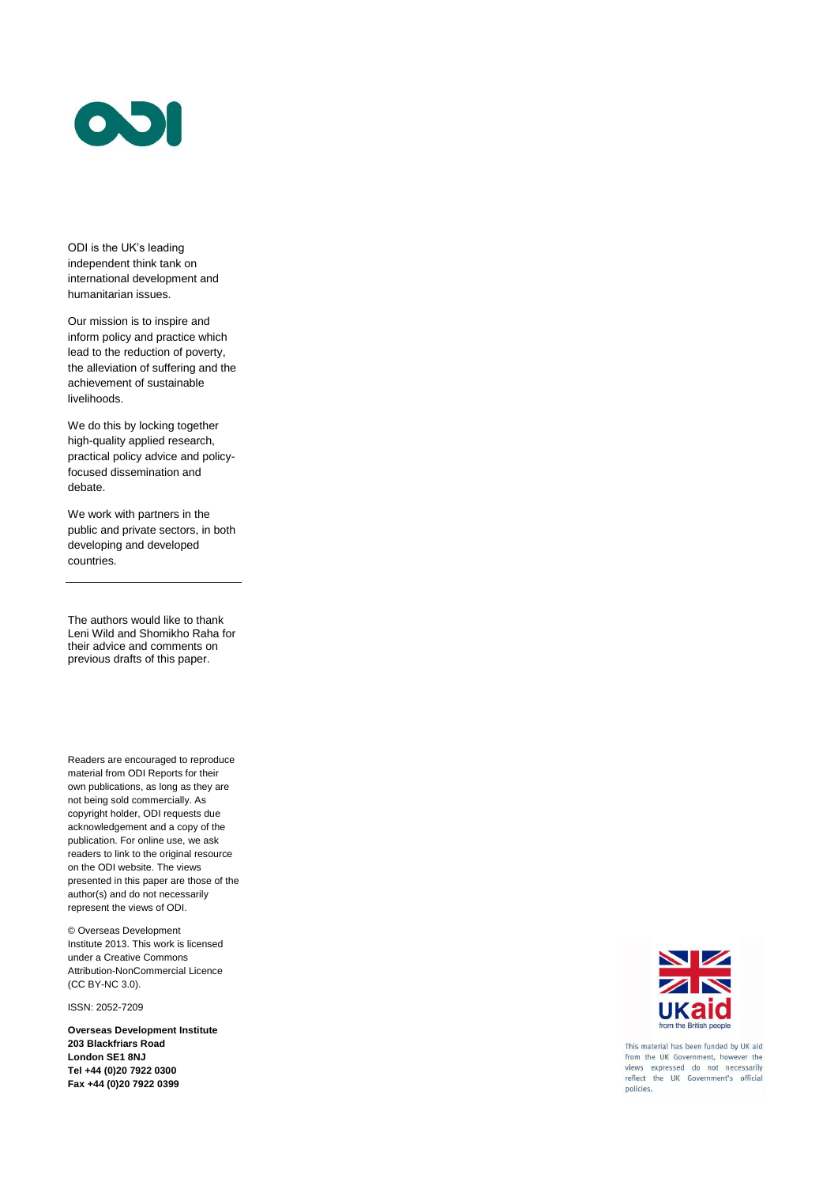ODI is the UK's leading independent think tank on international development and humanitarian issues.

Our mission is to inspire and inform policy and practice which lead to the reduction of poverty, the alleviation of suffering and the achievement of sustainable livelihoods.

We do this by locking together high-quality applied research, practical policy advice and policy-focused dissemination and debate.

We work with partners in the public and private sectors, in both developing and developed countries.

---

The authors would like to thank Leni Wild and Shomikho Raha for their advice and comments on previous drafts of this paper.

Readers are encouraged to reproduce material from ODI Reports for their own publications, as long as they are not being sold commercially. As copyright holder, ODI requests due acknowledgement and a copy of the publication. For online use, we ask readers to link to the original resource on the ODI website. The views presented in this paper are those of the author(s) and do not necessarily represent the views of ODI.

© Overseas Development Institute 2013. This work is licensed under a Creative Commons Attribution-NonCommercial Licence (CC BY-NC 3.0).

ISSN: 2052-7209

**Overseas Development Institute**
**203 Blackfriars Road**
**London SE1 8NJ**
**Tel +44 (0)20 7922 0300**
**Fax +44 (0)20 7922 0399**

UKaid from the British people

This material has been funded by UK aid from the UK Government, however the views expressed do not necessarily reflect the UK Government's official policies.